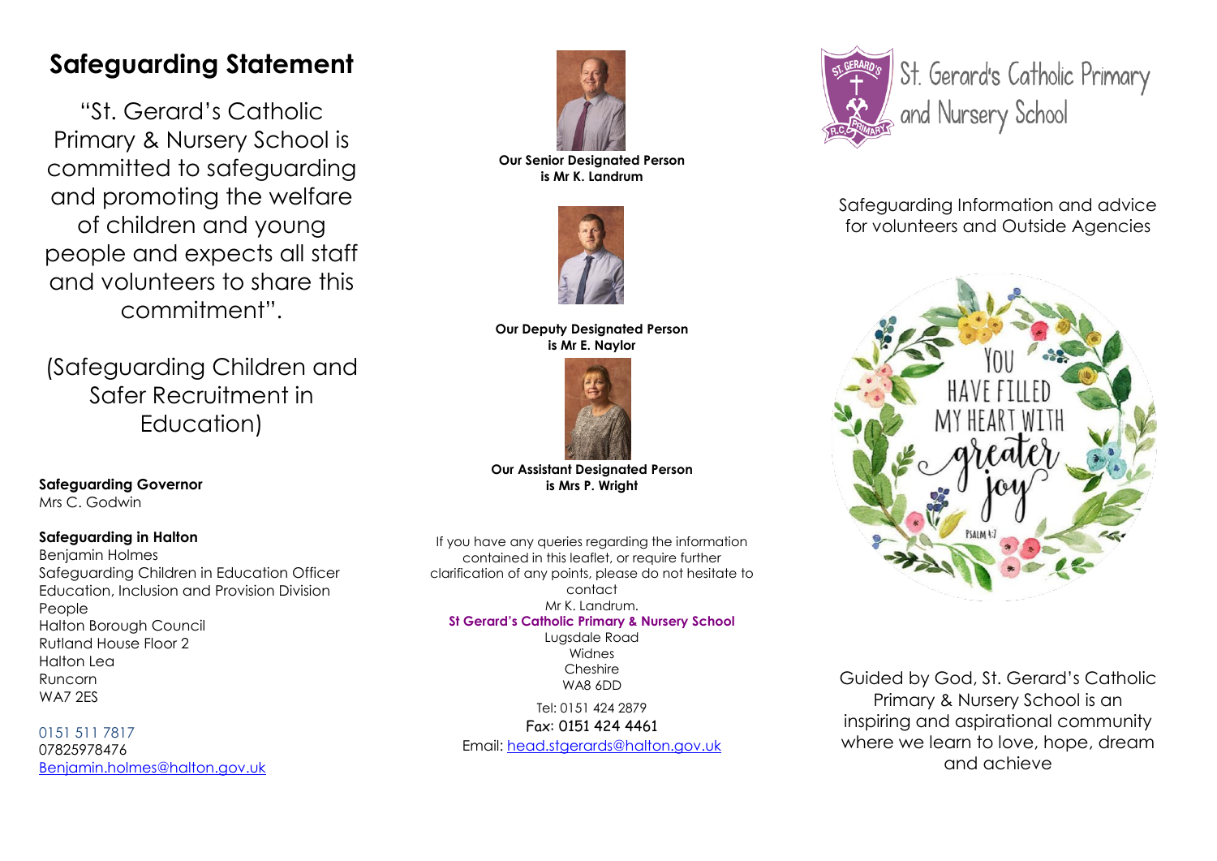# Safeguarding Statement

"St. Gerard's Catholic Primary & Nursery School is committed to safeguarding and promoting the welfare of children and young people and expects all staff and volunteers to share this commitment".

(Safeguarding Children and Safer Recruitment in Education)

**Safeguarding Governor**
Mrs C. Godwin

**Safeguarding in Halton**
Benjamin Holmes
Safeguarding Children in Education Officer
Education, Inclusion and Provision Division
People
Halton Borough Council
Rutland House Floor 2
Halton Lea
Runcorn
WA7 2ES

0151 511 7817
07825978476
Benjamin.holmes@halton.gov.uk

**Our Senior Designated Person is Mr K. Landrum**

**Our Deputy Designated Person is Mr E. Naylor**

**Our Assistant Designated Person is Mrs P. Wright**

If you have any queries regarding the information contained in this leaflet, or require further clarification of any points, please do not hesitate to contact
Mr K. Landrum.

**St Gerard's Catholic Primary & Nursery School**
Lugsdale Road
Widnes
Cheshire
WA8 6DD

Tel: 0151 424 2879
Fax: 0151 424 4461
Email: head.stgerards@halton.gov.uk

# St. Gerard's Catholic Primary and Nursery School

Safeguarding Information and advice for volunteers and Outside Agencies

YOU HAVE FILLED MY HEART WITH greater joy
PSALM 4:7

Guided by God, St. Gerard's Catholic Primary & Nursery School is an inspiring and aspirational community where we learn to love, hope, dream and achieve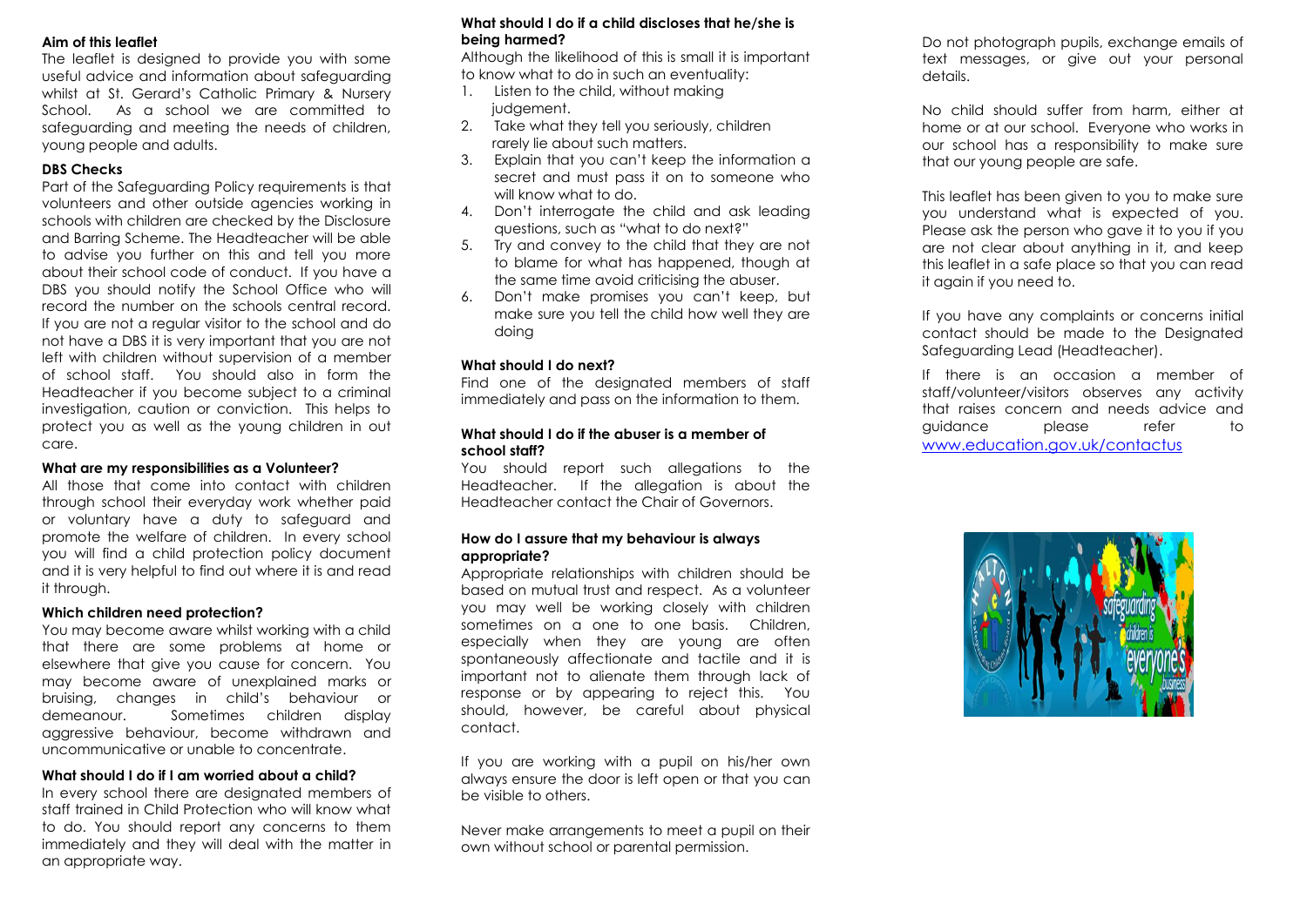**Aim of this leaflet**

The leaflet is designed to provide you with some useful advice and information about safeguarding whilst at St. Gerard's Catholic Primary & Nursery School. As a school we are committed to safeguarding and meeting the needs of children, young people and adults.

**DBS Checks**

Part of the Safeguarding Policy requirements is that volunteers and other outside agencies working in schools with children are checked by the Disclosure and Barring Scheme. The Headteacher will be able to advise you further on this and tell you more about their school code of conduct. If you have a DBS you should notify the School Office who will record the number on the schools central record. If you are not a regular visitor to the school and do not have a DBS it is very important that you are not left with children without supervision of a member of school staff. You should also in form the Headteacher if you become subject to a criminal investigation, caution or conviction. This helps to protect you as well as the young children in out care.

**What are my responsibilities as a Volunteer?**

All those that come into contact with children through school their everyday work whether paid or voluntary have a duty to safeguard and promote the welfare of children. In every school you will find a child protection policy document and it is very helpful to find out where it is and read it through.

**Which children need protection?**

You may become aware whilst working with a child that there are some problems at home or elsewhere that give you cause for concern. You may become aware of unexplained marks or bruising, changes in child's behaviour or demeanour. Sometimes children display aggressive behaviour, become withdrawn and uncommunicative or unable to concentrate.

**What should I do if I am worried about a child?**

In every school there are designated members of staff trained in Child Protection who will know what to do. You should report any concerns to them immediately and they will deal with the matter in an appropriate way.

**What should I do if a child discloses that he/she is being harmed?**

Although the likelihood of this is small it is important to know what to do in such an eventuality:

1. Listen to the child, without making judgement.
2. Take what they tell you seriously, children rarely lie about such matters.
3. Explain that you can't keep the information a secret and must pass it on to someone who will know what to do.
4. Don't interrogate the child and ask leading questions, such as "what to do next?"
5. Try and convey to the child that they are not to blame for what has happened, though at the same time avoid criticising the abuser.
6. Don't make promises you can't keep, but make sure you tell the child how well they are doing

**What should I do next?**

Find one of the designated members of staff immediately and pass on the information to them.

**What should I do if the abuser is a member of school staff?**

You should report such allegations to the Headteacher. If the allegation is about the Headteacher contact the Chair of Governors.

**How do I assure that my behaviour is always appropriate?**

Appropriate relationships with children should be based on mutual trust and respect. As a volunteer you may well be working closely with children sometimes on a one to one basis. Children, especially when they are young are often spontaneously affectionate and tactile and it is important not to alienate them through lack of response or by appearing to reject this. You should, however, be careful about physical contact.

If you are working with a pupil on his/her own always ensure the door is left open or that you can be visible to others.

Never make arrangements to meet a pupil on their own without school or parental permission.

Do not photograph pupils, exchange emails of text messages, or give out your personal details.

No child should suffer from harm, either at home or at our school. Everyone who works in our school has a responsibility to make sure that our young people are safe.

This leaflet has been given to you to make sure you understand what is expected of you. Please ask the person who gave it to you if you are not clear about anything in it, and keep this leaflet in a safe place so that you can read it again if you need to.

If you have any complaints or concerns initial contact should be made to the Designated Safeguarding Lead (Headteacher).

If there is an occasion a member of staff/volunteer/visitors observes any activity that raises concern and needs advice and guidance please refer to [www.education.gov.uk/contactus](www.education.gov.uk/contactus)